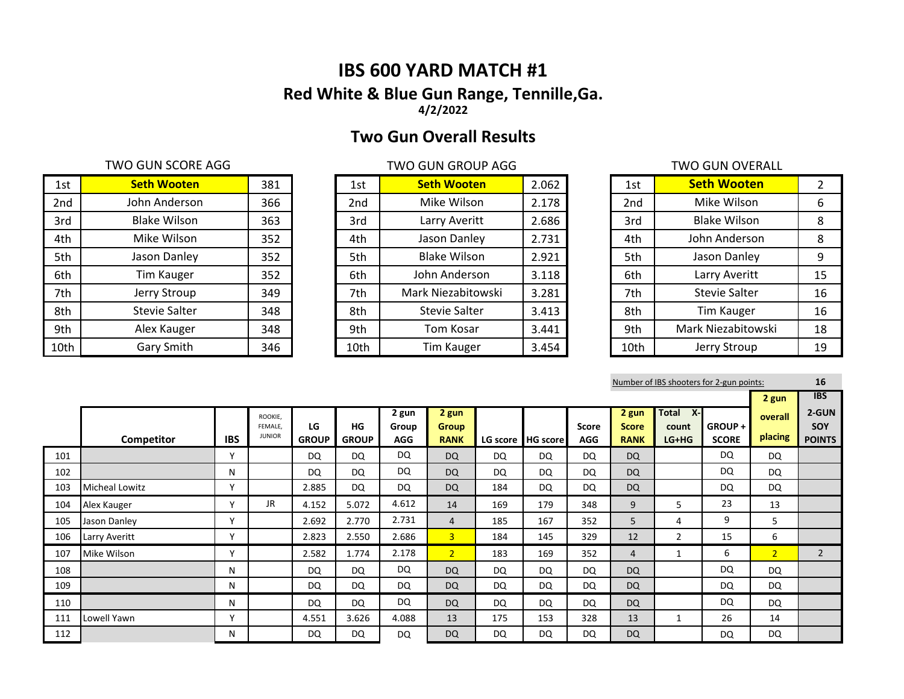# IBS 600 YARD MATCH #1

## Red White & Blue Gun Range, Tennille,Ga.

**4/2/2022**

## Two Gun Overall Results

TWO GUN SCORE AGG

| | | |
|---|---|---|
| 1st | **Seth Wooten** | 381 |
| 2nd | John Anderson | 366 |
| 3rd | Blake Wilson | 363 |
| 4th | Mike Wilson | 352 |
| 5th | Jason Danley | 352 |
| 6th | Tim Kauger | 352 |
| 7th | Jerry Stroup | 349 |
| 8th | Stevie Salter | 348 |
| 9th | Alex Kauger | 348 |
| 10th | Gary Smith | 346 |

TWO GUN GROUP AGG

| | | |
|---|---|---|
| 1st | **Seth Wooten** | 2.062 |
| 2nd | Mike Wilson | 2.178 |
| 3rd | Larry Averitt | 2.686 |
| 4th | Jason Danley | 2.731 |
| 5th | Blake Wilson | 2.921 |
| 6th | John Anderson | 3.118 |
| 7th | Mark Niezabitowski | 3.281 |
| 8th | Stevie Salter | 3.413 |
| 9th | Tom Kosar | 3.441 |
| 10th | Tim Kauger | 3.454 |

TWO GUN OVERALL

| | | |
|---|---|---|
| 1st | **Seth Wooten** | 2 |
| 2nd | Mike Wilson | 6 |
| 3rd | Blake Wilson | 8 |
| 4th | John Anderson | 8 |
| 5th | Jason Danley | 9 |
| 6th | Larry Averitt | 15 |
| 7th | Stevie Salter | 16 |
| 8th | Tim Kauger | 16 |
| 9th | Mark Niezabitowski | 18 |
| 10th | Jerry Stroup | 19 |

Number of IBS shooters for 2-gun points: **16**

| | Competitor | IBS | ROOKIE, FEMALE, JUNIOR | LG GROUP | HG GROUP | 2 gun Group AGG | 2 gun Group RANK | LG score | HG score | Score AGG | 2 gun Score RANK | Total X-count LG+HG | GROUP + SCORE | 2 gun overall placing | IBS 2-GUN SOY POINTS |
|---|---|---|---|---|---|---|---|---|---|---|---|---|---|---|---|
| 101 | | Y | | DQ | DQ | DQ | DQ | DQ | DQ | DQ | DQ | | DQ | DQ | |
| 102 | | N | | DQ | DQ | DQ | DQ | DQ | DQ | DQ | DQ | | DQ | DQ | |
| 103 | Micheal Lowitz | Y | | 2.885 | DQ | DQ | DQ | 184 | DQ | DQ | DQ | | DQ | DQ | |
| 104 | Alex Kauger | Y | JR | 4.152 | 5.072 | 4.612 | 14 | 169 | 179 | 348 | 9 | 5 | 23 | 13 | |
| 105 | Jason Danley | Y | | 2.692 | 2.770 | 2.731 | 4 | 185 | 167 | 352 | 5 | 4 | 9 | 5 | |
| 106 | Larry Averitt | Y | | 2.823 | 2.550 | 2.686 | 3 | 184 | 145 | 329 | 12 | 2 | 15 | 6 | |
| 107 | Mike Wilson | Y | | 2.582 | 1.774 | 2.178 | 2 | 183 | 169 | 352 | 4 | 1 | 6 | 2 | 2 |
| 108 | | N | | DQ | DQ | DQ | DQ | DQ | DQ | DQ | DQ | | DQ | DQ | |
| 109 | | N | | DQ | DQ | DQ | DQ | DQ | DQ | DQ | DQ | | DQ | DQ | |
| 110 | | N | | DQ | DQ | DQ | DQ | DQ | DQ | DQ | DQ | | DQ | DQ | |
| 111 | Lowell Yawn | Y | | 4.551 | 3.626 | 4.088 | 13 | 175 | 153 | 328 | 13 | 1 | 26 | 14 | |
| 112 | | N | | DQ | DQ | DQ | DQ | DQ | DQ | DQ | DQ | | DQ | DQ | |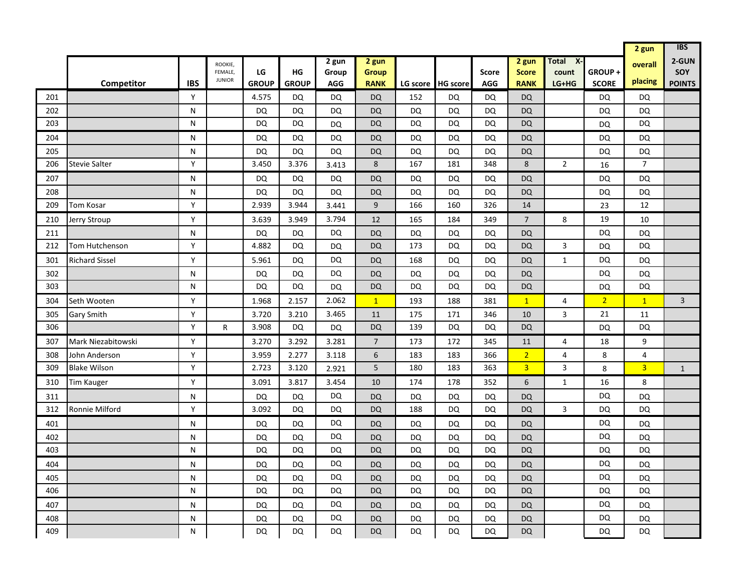| | Competitor | IBS | ROOKIE, FEMALE, JUNIOR | LG GROUP | HG GROUP | 2 gun Group AGG | 2 gun Group RANK | LG score | HG score | Score AGG | 2 gun Score RANK | Total X-count LG+HG | GROUP + SCORE | 2 gun overall placing | IBS 2-GUN SOY POINTS |
|---|---|---|---|---|---|---|---|---|---|---|---|---|---|---|---|
| 201 | | Y | | 4.575 | DQ | DQ | DQ | 152 | DQ | DQ | DQ | | DQ | DQ | |
| 202 | | N | | DQ | DQ | DQ | DQ | DQ | DQ | DQ | DQ | | DQ | DQ | |
| 203 | | N | | DQ | DQ | DQ | DQ | DQ | DQ | DQ | DQ | | DQ | DQ | |
| 204 | | N | | DQ | DQ | DQ | DQ | DQ | DQ | DQ | DQ | | DQ | DQ | |
| 205 | | N | | DQ | DQ | DQ | DQ | DQ | DQ | DQ | DQ | | DQ | DQ | |
| 206 | Stevie Salter | Y | | 3.450 | 3.376 | 3.413 | 8 | 167 | 181 | 348 | 8 | 2 | 16 | 7 | |
| 207 | | N | | DQ | DQ | DQ | DQ | DQ | DQ | DQ | DQ | | DQ | DQ | |
| 208 | | N | | DQ | DQ | DQ | DQ | DQ | DQ | DQ | DQ | | DQ | DQ | |
| 209 | Tom Kosar | Y | | 2.939 | 3.944 | 3.441 | 9 | 166 | 160 | 326 | 14 | | 23 | 12 | |
| 210 | Jerry Stroup | Y | | 3.639 | 3.949 | 3.794 | 12 | 165 | 184 | 349 | 7 | 8 | 19 | 10 | |
| 211 | | N | | DQ | DQ | DQ | DQ | DQ | DQ | DQ | DQ | | DQ | DQ | |
| 212 | Tom Hutchenson | Y | | 4.882 | DQ | DQ | DQ | 173 | DQ | DQ | DQ | 3 | DQ | DQ | |
| 301 | Richard Sissel | Y | | 5.961 | DQ | DQ | DQ | 168 | DQ | DQ | DQ | 1 | DQ | DQ | |
| 302 | | N | | DQ | DQ | DQ | DQ | DQ | DQ | DQ | DQ | | DQ | DQ | |
| 303 | | N | | DQ | DQ | DQ | DQ | DQ | DQ | DQ | DQ | | DQ | DQ | |
| 304 | Seth Wooten | Y | | 1.968 | 2.157 | 2.062 | 1 | 193 | 188 | 381 | 1 | 4 | 2 | 1 | 3 |
| 305 | Gary Smith | Y | | 3.720 | 3.210 | 3.465 | 11 | 175 | 171 | 346 | 10 | 3 | 21 | 11 | |
| 306 | | Y | R | 3.908 | DQ | DQ | DQ | 139 | DQ | DQ | DQ | | DQ | DQ | |
| 307 | Mark Niezabitowski | Y | | 3.270 | 3.292 | 3.281 | 7 | 173 | 172 | 345 | 11 | 4 | 18 | 9 | |
| 308 | John Anderson | Y | | 3.959 | 2.277 | 3.118 | 6 | 183 | 183 | 366 | 2 | 4 | 8 | 4 | |
| 309 | Blake Wilson | Y | | 2.723 | 3.120 | 2.921 | 5 | 180 | 183 | 363 | 3 | 3 | 8 | 3 | 1 |
| 310 | Tim Kauger | Y | | 3.091 | 3.817 | 3.454 | 10 | 174 | 178 | 352 | 6 | 1 | 16 | 8 | |
| 311 | | N | | DQ | DQ | DQ | DQ | DQ | DQ | DQ | DQ | | DQ | DQ | |
| 312 | Ronnie Milford | Y | | 3.092 | DQ | DQ | DQ | 188 | DQ | DQ | DQ | 3 | DQ | DQ | |
| 401 | | N | | DQ | DQ | DQ | DQ | DQ | DQ | DQ | DQ | | DQ | DQ | |
| 402 | | N | | DQ | DQ | DQ | DQ | DQ | DQ | DQ | DQ | | DQ | DQ | |
| 403 | | N | | DQ | DQ | DQ | DQ | DQ | DQ | DQ | DQ | | DQ | DQ | |
| 404 | | N | | DQ | DQ | DQ | DQ | DQ | DQ | DQ | DQ | | DQ | DQ | |
| 405 | | N | | DQ | DQ | DQ | DQ | DQ | DQ | DQ | DQ | | DQ | DQ | |
| 406 | | N | | DQ | DQ | DQ | DQ | DQ | DQ | DQ | DQ | | DQ | DQ | |
| 407 | | N | | DQ | DQ | DQ | DQ | DQ | DQ | DQ | DQ | | DQ | DQ | |
| 408 | | N | | DQ | DQ | DQ | DQ | DQ | DQ | DQ | DQ | | DQ | DQ | |
| 409 | | N | | DQ | DQ | DQ | DQ | DQ | DQ | DQ | DQ | | DQ | DQ | |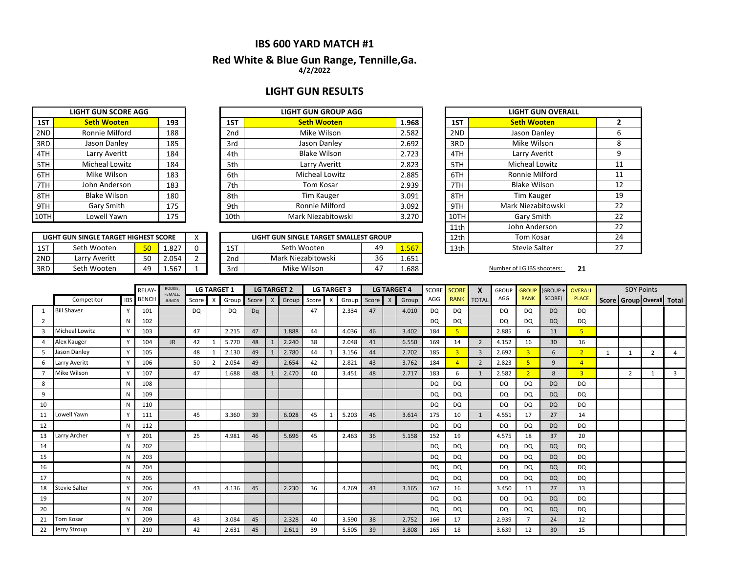# IBS 600 YARD MATCH #1

## Red White & Blue Gun Range, Tennille,Ga.

**4/2/2022**

## LIGHT GUN RESULTS

| LIGHT GUN SCORE AGG | | |
|---|---|---|
| 1ST | **Seth Wooten** | **193** |
| 2ND | Ronnie Milford | 188 |
| 3RD | Jason Danley | 185 |
| 4TH | Larry Averitt | 184 |
| 5TH | Micheal Lowitz | 184 |
| 6TH | Mike Wilson | 183 |
| 7TH | John Anderson | 183 |
| 8TH | Blake Wilson | 180 |
| 9TH | Gary Smith | 175 |
| 10TH | Lowell Yawn | 175 |

| LIGHT GUN GROUP AGG | | |
|---|---|---|
| 1ST | **Seth Wooten** | **1.968** |
| 2nd | Mike Wilson | 2.582 |
| 3rd | Jason Danley | 2.692 |
| 4th | Blake Wilson | 2.723 |
| 5th | Larry Averitt | 2.823 |
| 6th | Micheal Lowitz | 2.885 |
| 7th | Tom Kosar | 2.939 |
| 8th | Tim Kauger | 3.091 |
| 9th | Ronnie Milford | 3.092 |
| 10th | Mark Niezabitowski | 3.270 |

| LIGHT GUN OVERALL | | |
|---|---|---|
| 1ST | **Seth Wooten** | **2** |
| 2ND | Jason Danley | 6 |
| 3RD | Mike Wilson | 8 |
| 4TH | Larry Averitt | 9 |
| 5TH | Micheal Lowitz | 11 |
| 6TH | Ronnie Milford | 11 |
| 7TH | Blake Wilson | 12 |
| 8TH | Tim Kauger | 19 |
| 9TH | Mark Niezabitowski | 22 |
| 10TH | Gary Smith | 22 |
| 11th | John Anderson | 22 |
| 12th | Tom Kosar | 24 |
| 13th | Stevie Salter | 27 |

| LIGHT GUN SINGLE TARGET HIGHEST SCORE | | | | X |
|---|---|---|---|---|
| 1ST | Seth Wooten | 50 | 1.827 | 0 |
| 2ND | Larry Averitt | 50 | 2.054 | 2 |
| 3RD | Seth Wooten | 49 | 1.567 | 1 |

| LIGHT GUN SINGLE TARGET SMALLEST GROUP | | | |
|---|---|---|---|
| 1ST | Seth Wooten | 49 | 1.567 |
| 2nd | Mark Niezabitowski | 36 | 1.651 |
| 3rd | Mike Wilson | 47 | 1.688 |

Number of LG IBS shooters: **21**

| | | | RELAY-BENCH | ROOKIE, FEMALE, JUNIOR | LG TARGET 1 | | | LG TARGET 2 | | | LG TARGET 3 | | | LG TARGET 4 | | | SCORE AGG | SCORE RANK | X TOTAL | GROUP AGG | GROUP RANK | (GROUP + SCORE) | OVERALL PLACE | SOY Points | | | |
|---|---|---|---|---|---|---|---|---|---|---|---|---|---|---|---|---|---|---|---|---|---|---|---|---|---|---|---|
| | Competitor | IBS | | | Score | X | Group | Score | X | Group | Score | X | Group | Score | X | Group | | | | | | | | Score | Group | Overall | Total |
| 1 | Bill Shaver | Y | 101 | | DQ | | DQ | Dq | | | 47 | | 2.334 | 47 | | 4.010 | DQ | DQ | | DQ | DQ | DQ | DQ | | | | |
| 2 | | N | 102 | | | | | | | | | | | | | | DQ | DQ | | DQ | DQ | DQ | DQ | | | | |
| 3 | Micheal Lowitz | Y | 103 | | 47 | | 2.215 | 47 | | 1.888 | 44 | | 4.036 | 46 | | 3.402 | 184 | 5 | | 2.885 | 6 | 11 | 5 | | | | |
| 4 | Alex Kauger | Y | 104 | JR | 42 | 1 | 5.770 | 48 | 1 | 2.240 | 38 | | 2.048 | 41 | | 6.550 | 169 | 14 | 2 | 4.152 | 16 | 30 | 16 | | | | |
| 5 | Jason Danley | Y | 105 | | 48 | 1 | 2.130 | 49 | 1 | 2.780 | 44 | 1 | 3.156 | 44 | | 2.702 | 185 | 3 | 3 | 2.692 | 3 | 6 | 2 | 1 | 1 | 2 | 4 |
| 6 | Larry Averitt | Y | 106 | | 50 | 2 | 2.054 | 49 | | 2.654 | 42 | | 2.821 | 43 | | 3.762 | 184 | 4 | 2 | 2.823 | 5 | 9 | 4 | | | | |
| 7 | Mike Wilson | Y | 107 | | 47 | | 1.688 | 48 | 1 | 2.470 | 40 | | 3.451 | 48 | | 2.717 | 183 | 6 | 1 | 2.582 | 2 | 8 | 3 | | 2 | 1 | 3 |
| 8 | | N | 108 | | | | | | | | | | | | | | DQ | DQ | | DQ | DQ | DQ | DQ | | | | |
| 9 | | N | 109 | | | | | | | | | | | | | | DQ | DQ | | DQ | DQ | DQ | DQ | | | | |
| 10 | | N | 110 | | | | | | | | | | | | | | DQ | DQ | | DQ | DQ | DQ | DQ | | | | |
| 11 | Lowell Yawn | Y | 111 | | 45 | | 3.360 | 39 | | 6.028 | 45 | 1 | 5.203 | 46 | | 3.614 | 175 | 10 | 1 | 4.551 | 17 | 27 | 14 | | | | |
| 12 | | N | 112 | | | | | | | | | | | | | | DQ | DQ | | DQ | DQ | DQ | DQ | | | | |
| 13 | Larry Archer | Y | 201 | | 25 | | 4.981 | 46 | | 5.696 | 45 | | 2.463 | 36 | | 5.158 | 152 | 19 | | 4.575 | 18 | 37 | 20 | | | | |
| 14 | | N | 202 | | | | | | | | | | | | | | DQ | DQ | | DQ | DQ | DQ | DQ | | | | |
| 15 | | N | 203 | | | | | | | | | | | | | | DQ | DQ | | DQ | DQ | DQ | DQ | | | | |
| 16 | | N | 204 | | | | | | | | | | | | | | DQ | DQ | | DQ | DQ | DQ | DQ | | | | |
| 17 | | N | 205 | | | | | | | | | | | | | | DQ | DQ | | DQ | DQ | DQ | DQ | | | | |
| 18 | Stevie Salter | Y | 206 | | 43 | | 4.136 | 45 | | 2.230 | 36 | | 4.269 | 43 | | 3.165 | 167 | 16 | | 3.450 | 11 | 27 | 13 | | | | |
| 19 | | N | 207 | | | | | | | | | | | | | | DQ | DQ | | DQ | DQ | DQ | DQ | | | | |
| 20 | | N | 208 | | | | | | | | | | | | | | DQ | DQ | | DQ | DQ | DQ | DQ | | | | |
| 21 | Tom Kosar | Y | 209 | | 43 | | 3.084 | 45 | | 2.328 | 40 | | 3.590 | 38 | | 2.752 | 166 | 17 | | 2.939 | 7 | 24 | 12 | | | | |
| 22 | Jerry Stroup | Y | 210 | | 42 | | 2.631 | 45 | | 2.611 | 39 | | 5.505 | 39 | | 3.808 | 165 | 18 | | 3.639 | 12 | 30 | 15 | | | | |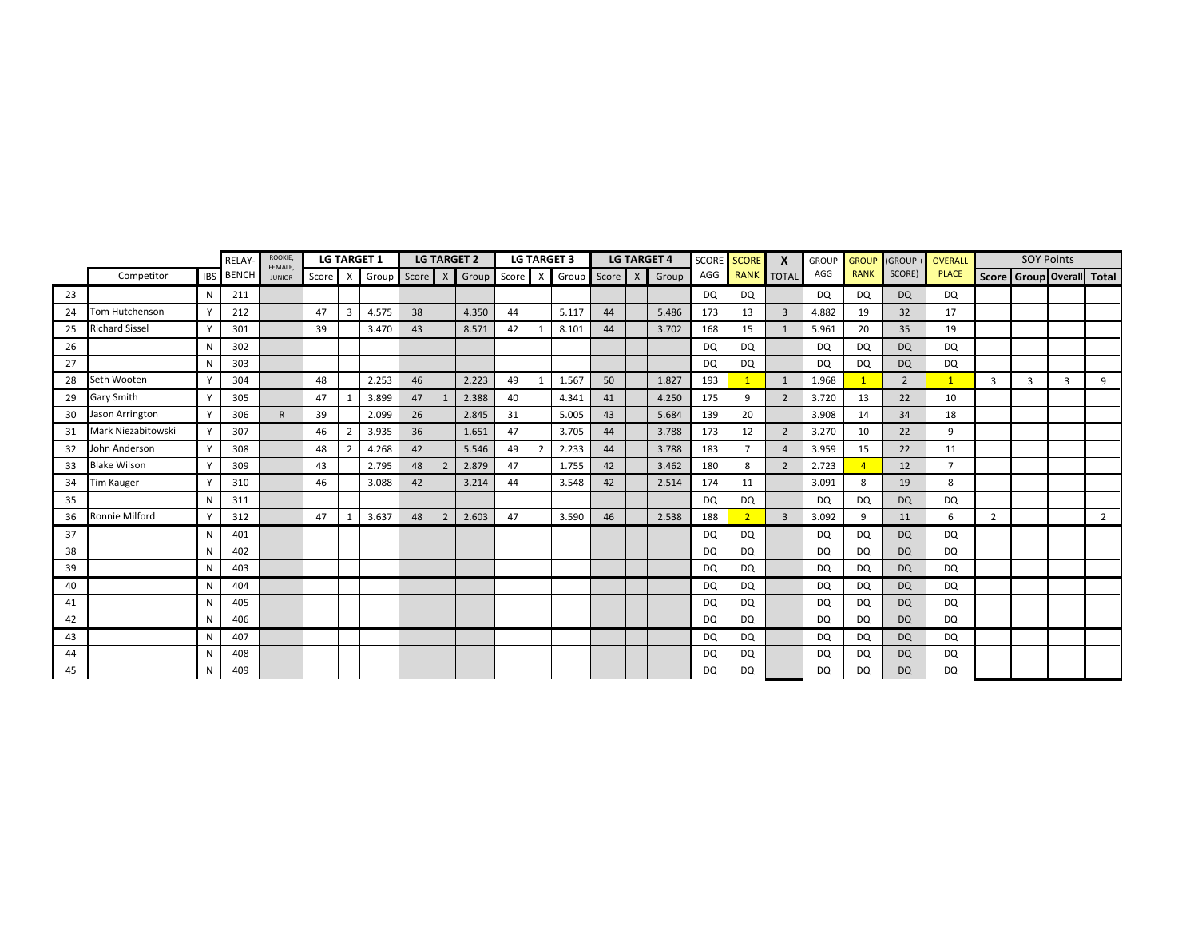| | Competitor | IBS | RELAY-BENCH | ROOKIE, FEMALE, JUNIOR | LG TARGET 1 | | | LG TARGET 2 | | | LG TARGET 3 | | | LG TARGET 4 | | | SCORE AGG | SCORE RANK | X TOTAL | GROUP AGG | GROUP RANK | (GROUP + SCORE) | OVERALL PLACE | SOY Points | | | |
|---|---|---|---|---|---|---|---|---|---|---|---|---|---|---|---|---|---|---|---|---|---|---|---|---|---|---|---|
| | | | | | Score | X | Group | Score | X | Group | Score | X | Group | Score | X | Group | | | | | | | | Score | Group | Overall | Total |
| 23 | | N | 211 | | | | | | | | | | | | | | DQ | DQ | | DQ | DQ | DQ | DQ | | | | |
| 24 | Tom Hutchenson | Y | 212 | | 47 | 3 | 4.575 | 38 | | 4.350 | 44 | | 5.117 | 44 | | 5.486 | 173 | 13 | 3 | 4.882 | 19 | 32 | 17 | | | | |
| 25 | Richard Sissel | Y | 301 | | 39 | | 3.470 | 43 | | 8.571 | 42 | 1 | 8.101 | 44 | | 3.702 | 168 | 15 | 1 | 5.961 | 20 | 35 | 19 | | | | |
| 26 | | N | 302 | | | | | | | | | | | | | | DQ | DQ | | DQ | DQ | DQ | DQ | | | | |
| 27 | | N | 303 | | | | | | | | | | | | | | DQ | DQ | | DQ | DQ | DQ | DQ | | | | |
| 28 | Seth Wooten | Y | 304 | | 48 | | 2.253 | 46 | | 2.223 | 49 | 1 | 1.567 | 50 | | 1.827 | 193 | 1 | 1 | 1.968 | 1 | 2 | 1 | 3 | 3 | 3 | 9 |
| 29 | Gary Smith | Y | 305 | | 47 | 1 | 3.899 | 47 | 1 | 2.388 | 40 | | 4.341 | 41 | | 4.250 | 175 | 9 | 2 | 3.720 | 13 | 22 | 10 | | | | |
| 30 | Jason Arrington | Y | 306 | R | 39 | | 2.099 | 26 | | 2.845 | 31 | | 5.005 | 43 | | 5.684 | 139 | 20 | | 3.908 | 14 | 34 | 18 | | | | |
| 31 | Mark Niezabitowski | Y | 307 | | 46 | 2 | 3.935 | 36 | | 1.651 | 47 | | 3.705 | 44 | | 3.788 | 173 | 12 | 2 | 3.270 | 10 | 22 | 9 | | | | |
| 32 | John Anderson | Y | 308 | | 48 | 2 | 4.268 | 42 | | 5.546 | 49 | 2 | 2.233 | 44 | | 3.788 | 183 | 7 | 4 | 3.959 | 15 | 22 | 11 | | | | |
| 33 | Blake Wilson | Y | 309 | | 43 | | 2.795 | 48 | 2 | 2.879 | 47 | | 1.755 | 42 | | 3.462 | 180 | 8 | 2 | 2.723 | 4 | 12 | 7 | | | | |
| 34 | Tim Kauger | Y | 310 | | 46 | | 3.088 | 42 | | 3.214 | 44 | | 3.548 | 42 | | 2.514 | 174 | 11 | | 3.091 | 8 | 19 | 8 | | | | |
| 35 | | N | 311 | | | | | | | | | | | | | | DQ | DQ | | DQ | DQ | DQ | DQ | | | | |
| 36 | Ronnie Milford | Y | 312 | | 47 | 1 | 3.637 | 48 | 2 | 2.603 | 47 | | 3.590 | 46 | | 2.538 | 188 | 2 | 3 | 3.092 | 9 | 11 | 6 | 2 | | | 2 |
| 37 | | N | 401 | | | | | | | | | | | | | | DQ | DQ | | DQ | DQ | DQ | DQ | | | | |
| 38 | | N | 402 | | | | | | | | | | | | | | DQ | DQ | | DQ | DQ | DQ | DQ | | | | |
| 39 | | N | 403 | | | | | | | | | | | | | | DQ | DQ | | DQ | DQ | DQ | DQ | | | | |
| 40 | | N | 404 | | | | | | | | | | | | | | DQ | DQ | | DQ | DQ | DQ | DQ | | | | |
| 41 | | N | 405 | | | | | | | | | | | | | | DQ | DQ | | DQ | DQ | DQ | DQ | | | | |
| 42 | | N | 406 | | | | | | | | | | | | | | DQ | DQ | | DQ | DQ | DQ | DQ | | | | |
| 43 | | N | 407 | | | | | | | | | | | | | | DQ | DQ | | DQ | DQ | DQ | DQ | | | | |
| 44 | | N | 408 | | | | | | | | | | | | | | DQ | DQ | | DQ | DQ | DQ | DQ | | | | |
| 45 | | N | 409 | | | | | | | | | | | | | | DQ | DQ | | DQ | DQ | DQ | DQ | | | | |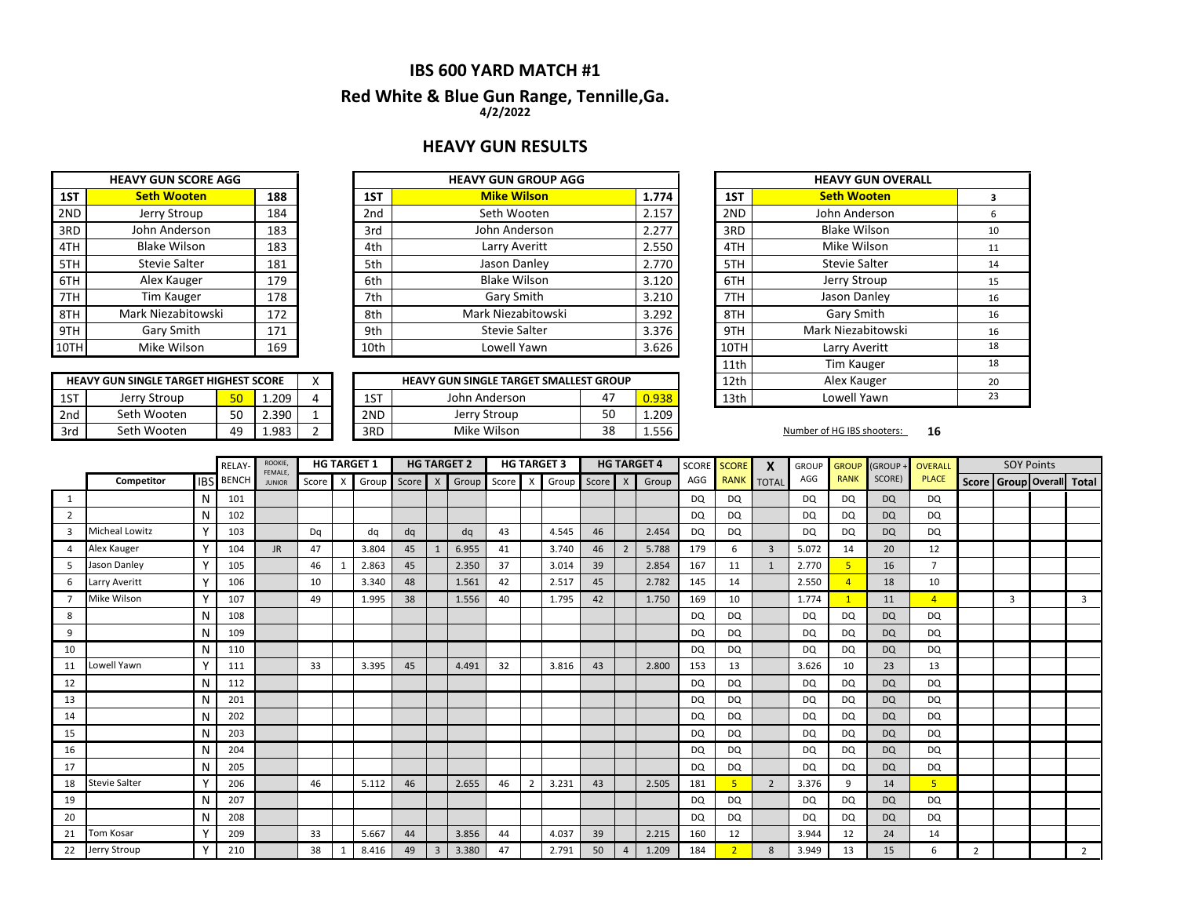# IBS 600 YARD MATCH #1

## Red White & Blue Gun Range, Tennille,Ga.

**4/2/2022**

## HEAVY GUN RESULTS

| HEAVY GUN SCORE AGG | | |
|---|---|---|
| 1ST | **Seth Wooten** | **188** |
| 2ND | Jerry Stroup | 184 |
| 3RD | John Anderson | 183 |
| 4TH | Blake Wilson | 183 |
| 5TH | Stevie Salter | 181 |
| 6TH | Alex Kauger | 179 |
| 7TH | Tim Kauger | 178 |
| 8TH | Mark Niezabitowski | 172 |
| 9TH | Gary Smith | 171 |
| 10TH | Mike Wilson | 169 |

| HEAVY GUN GROUP AGG | | |
|---|---|---|
| 1ST | **Mike Wilson** | **1.774** |
| 2nd | Seth Wooten | 2.157 |
| 3rd | John Anderson | 2.277 |
| 4th | Larry Averitt | 2.550 |
| 5th | Jason Danley | 2.770 |
| 6th | Blake Wilson | 3.120 |
| 7th | Gary Smith | 3.210 |
| 8th | Mark Niezabitowski | 3.292 |
| 9th | Stevie Salter | 3.376 |
| 10th | Lowell Yawn | 3.626 |

| HEAVY GUN OVERALL | | |
|---|---|---|
| 1ST | **Seth Wooten** | **3** |
| 2ND | John Anderson | 6 |
| 3RD | Blake Wilson | 10 |
| 4TH | Mike Wilson | 11 |
| 5TH | Stevie Salter | 14 |
| 6TH | Jerry Stroup | 15 |
| 7TH | Jason Danley | 16 |
| 8TH | Gary Smith | 16 |
| 9TH | Mark Niezabitowski | 16 |
| 10TH | Larry Averitt | 18 |
| 11th | Tim Kauger | 18 |
| 12th | Alex Kauger | 20 |
| 13th | Lowell Yawn | 23 |

| HEAVY GUN SINGLE TARGET HIGHEST SCORE | | | | X |
|---|---|---|---|---|
| 1ST | Jerry Stroup | 50 | 1.209 | 4 |
| 2nd | Seth Wooten | 50 | 2.390 | 1 |
| 3rd | Seth Wooten | 49 | 1.983 | 2 |

| HEAVY GUN SINGLE TARGET SMALLEST GROUP | | | |
|---|---|---|---|
| 1ST | John Anderson | 47 | 0.938 |
| 2ND | Jerry Stroup | 50 | 1.209 |
| 3RD | Mike Wilson | 38 | 1.556 |

Number of HG IBS shooters: **16**

| | Competitor | IBS | RELAY-BENCH | ROOKIE, FEMALE, JUNIOR | HG TARGET 1 | | | HG TARGET 2 | | | HG TARGET 3 | | | HG TARGET 4 | | | SCORE AGG | SCORE RANK | X TOTAL | GROUP AGG | GROUP RANK | (GROUP + SCORE) | OVERALL PLACE | SOY Points | | | |
|---|---|---|---|---|---|---|---|---|---|---|---|---|---|---|---|---|---|---|---|---|---|---|---|---|---|---|---|
| | | | | | Score | X | Group | Score | X | Group | Score | X | Group | Score | X | Group | | | | | | | | Score | Group | Overall | Total |
| 1 | | N | 101 | | | | | | | | | | | | | | DQ | DQ | | DQ | DQ | DQ | DQ | | | | |
| 2 | | N | 102 | | | | | | | | | | | | | | DQ | DQ | | DQ | DQ | DQ | DQ | | | | |
| 3 | Micheal Lowitz | Y | 103 | | Dq | | dq | dq | | dq | 43 | | 4.545 | 46 | | 2.454 | DQ | DQ | | DQ | DQ | DQ | DQ | | | | |
| 4 | Alex Kauger | Y | 104 | JR | 47 | | 3.804 | 45 | 1 | 6.955 | 41 | | 3.740 | 46 | 2 | 5.788 | 179 | 6 | 3 | 5.072 | 14 | 20 | 12 | | | | |
| 5 | Jason Danley | Y | 105 | | 46 | 1 | 2.863 | 45 | | 2.350 | 37 | | 3.014 | 39 | | 2.854 | 167 | 11 | 1 | 2.770 | 5 | 16 | 7 | | | | |
| 6 | Larry Averitt | Y | 106 | | 10 | | 3.340 | 48 | | 1.561 | 42 | | 2.517 | 45 | | 2.782 | 145 | 14 | | 2.550 | 4 | 18 | 10 | | | | |
| 7 | Mike Wilson | Y | 107 | | 49 | | 1.995 | 38 | | 1.556 | 40 | | 1.795 | 42 | | 1.750 | 169 | 10 | | 1.774 | 1 | 11 | 4 | | 3 | | 3 |
| 8 | | N | 108 | | | | | | | | | | | | | | DQ | DQ | | DQ | DQ | DQ | DQ | | | | |
| 9 | | N | 109 | | | | | | | | | | | | | | DQ | DQ | | DQ | DQ | DQ | DQ | | | | |
| 10 | | N | 110 | | | | | | | | | | | | | | DQ | DQ | | DQ | DQ | DQ | DQ | | | | |
| 11 | Lowell Yawn | Y | 111 | | 33 | | 3.395 | 45 | | 4.491 | 32 | | 3.816 | 43 | | 2.800 | 153 | 13 | | 3.626 | 10 | 23 | 13 | | | | |
| 12 | | N | 112 | | | | | | | | | | | | | | DQ | DQ | | DQ | DQ | DQ | DQ | | | | |
| 13 | | N | 201 | | | | | | | | | | | | | | DQ | DQ | | DQ | DQ | DQ | DQ | | | | |
| 14 | | N | 202 | | | | | | | | | | | | | | DQ | DQ | | DQ | DQ | DQ | DQ | | | | |
| 15 | | N | 203 | | | | | | | | | | | | | | DQ | DQ | | DQ | DQ | DQ | DQ | | | | |
| 16 | | N | 204 | | | | | | | | | | | | | | DQ | DQ | | DQ | DQ | DQ | DQ | | | | |
| 17 | | N | 205 | | | | | | | | | | | | | | DQ | DQ | | DQ | DQ | DQ | DQ | | | | |
| 18 | Stevie Salter | Y | 206 | | 46 | | 5.112 | 46 | | 2.655 | 46 | 2 | 3.231 | 43 | | 2.505 | 181 | 5 | 2 | 3.376 | 9 | 14 | 5 | | | | |
| 19 | | N | 207 | | | | | | | | | | | | | | DQ | DQ | | DQ | DQ | DQ | DQ | | | | |
| 20 | | N | 208 | | | | | | | | | | | | | | DQ | DQ | | DQ | DQ | DQ | DQ | | | | |
| 21 | Tom Kosar | Y | 209 | | 33 | | 5.667 | 44 | | 3.856 | 44 | | 4.037 | 39 | | 2.215 | 160 | 12 | | 3.944 | 12 | 24 | 14 | | | | |
| 22 | Jerry Stroup | Y | 210 | | 38 | 1 | 8.416 | 49 | 3 | 3.380 | 47 | | 2.791 | 50 | 4 | 1.209 | 184 | 2 | 8 | 3.949 | 13 | 15 | 6 | 2 | | | 2 |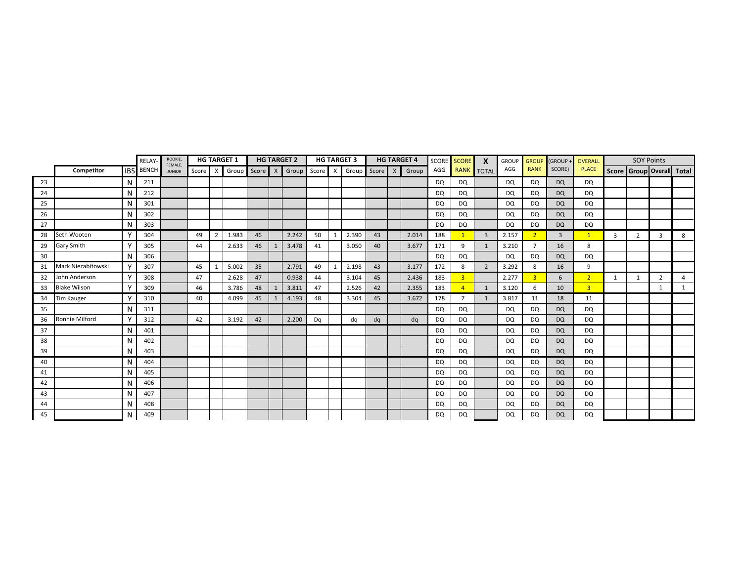| | | | RELAY- | ROOKIE, FEMALE, JUNIOR | HG TARGET 1 | | | HG TARGET 2 | | | HG TARGET 3 | | | HG TARGET 4 | | | SCORE | SCORE | X | GROUP | GROUP | (GROUP + | OVERALL | SOY Points | | | |
|---|---|---|---|---|---|---|---|---|---|---|---|---|---|---|---|---|---|---|---|---|---|---|---|---|---|---|---|
| | Competitor | IBS | BENCH | | Score | X | Group | Score | X | Group | Score | X | Group | Score | X | Group | AGG | RANK | TOTAL | AGG | RANK | SCORE) | PLACE | Score | Group | Overall | Total |
| 23 | | N | 211 | | | | | | | | | | | | | | DQ | DQ | | DQ | DQ | DQ | DQ | | | | |
| 24 | | N | 212 | | | | | | | | | | | | | | DQ | DQ | | DQ | DQ | DQ | DQ | | | | |
| 25 | | N | 301 | | | | | | | | | | | | | | DQ | DQ | | DQ | DQ | DQ | DQ | | | | |
| 26 | | N | 302 | | | | | | | | | | | | | | DQ | DQ | | DQ | DQ | DQ | DQ | | | | |
| 27 | | N | 303 | | | | | | | | | | | | | | DQ | DQ | | DQ | DQ | DQ | DQ | | | | |
| 28 | Seth Wooten | Y | 304 | | 49 | 2 | 1.983 | 46 | | 2.242 | 50 | 1 | 2.390 | 43 | | 2.014 | 188 | 1 | 3 | 2.157 | 2 | 3 | 1 | 3 | 2 | 3 | 8 |
| 29 | Gary Smith | Y | 305 | | 44 | | 2.633 | 46 | 1 | 3.478 | 41 | | 3.050 | 40 | | 3.677 | 171 | 9 | 1 | 3.210 | 7 | 16 | 8 | | | | |
| 30 | | N | 306 | | | | | | | | | | | | | | DQ | DQ | | DQ | DQ | DQ | DQ | | | | |
| 31 | Mark Niezabitowski | Y | 307 | | 45 | 1 | 5.002 | 35 | | 2.791 | 49 | 1 | 2.198 | 43 | | 3.177 | 172 | 8 | 2 | 3.292 | 8 | 16 | 9 | | | | |
| 32 | John Anderson | Y | 308 | | 47 | | 2.628 | 47 | | 0.938 | 44 | | 3.104 | 45 | | 2.436 | 183 | 3 | | 2.277 | 3 | 6 | 2 | 1 | 1 | 2 | 4 |
| 33 | Blake Wilson | Y | 309 | | 46 | | 3.786 | 48 | 1 | 3.811 | 47 | | 2.526 | 42 | | 2.355 | 183 | 4 | 1 | 3.120 | 6 | 10 | 3 | | | 1 | 1 |
| 34 | Tim Kauger | Y | 310 | | 40 | | 4.099 | 45 | 1 | 4.193 | 48 | | 3.304 | 45 | | 3.672 | 178 | 7 | 1 | 3.817 | 11 | 18 | 11 | | | | |
| 35 | | N | 311 | | | | | | | | | | | | | | DQ | DQ | | DQ | DQ | DQ | DQ | | | | |
| 36 | Ronnie Milford | Y | 312 | | 42 | | 3.192 | 42 | | 2.200 | Dq | | dq | dq | | dq | DQ | DQ | | DQ | DQ | DQ | DQ | | | | |
| 37 | | N | 401 | | | | | | | | | | | | | | DQ | DQ | | DQ | DQ | DQ | DQ | | | | |
| 38 | | N | 402 | | | | | | | | | | | | | | DQ | DQ | | DQ | DQ | DQ | DQ | | | | |
| 39 | | N | 403 | | | | | | | | | | | | | | DQ | DQ | | DQ | DQ | DQ | DQ | | | | |
| 40 | | N | 404 | | | | | | | | | | | | | | DQ | DQ | | DQ | DQ | DQ | DQ | | | | |
| 41 | | N | 405 | | | | | | | | | | | | | | DQ | DQ | | DQ | DQ | DQ | DQ | | | | |
| 42 | | N | 406 | | | | | | | | | | | | | | DQ | DQ | | DQ | DQ | DQ | DQ | | | | |
| 43 | | N | 407 | | | | | | | | | | | | | | DQ | DQ | | DQ | DQ | DQ | DQ | | | | |
| 44 | | N | 408 | | | | | | | | | | | | | | DQ | DQ | | DQ | DQ | DQ | DQ | | | | |
| 45 | | N | 409 | | | | | | | | | | | | | | DQ | DQ | | DQ | DQ | DQ | DQ | | | | |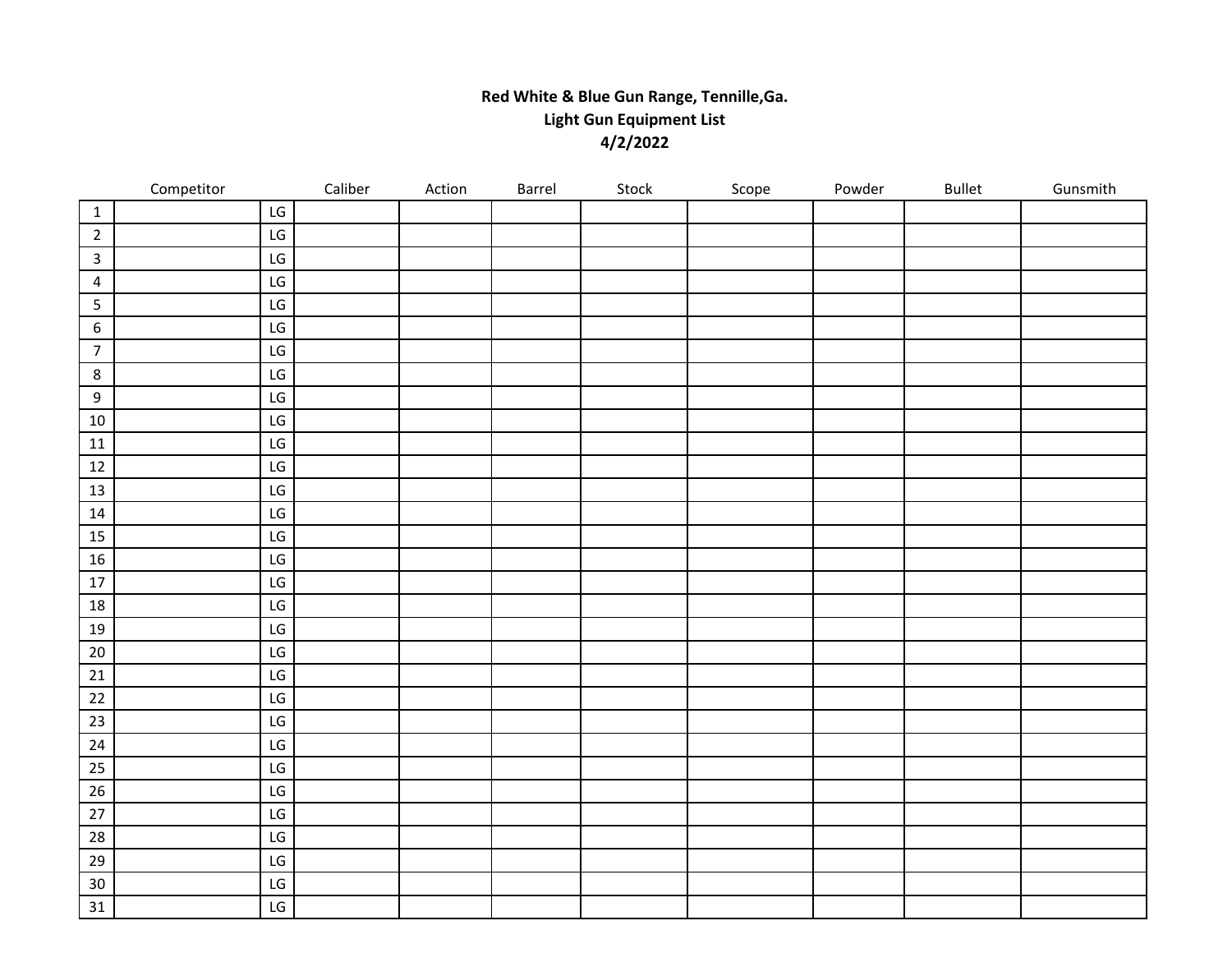**Red White & Blue Gun Range, Tennille,Ga.**
**Light Gun Equipment List**
**4/2/2022**

| | Competitor | | Caliber | Action | Barrel | Stock | Scope | Powder | Bullet | Gunsmith |
|---|---|---|---|---|---|---|---|---|---|---|
| 1 | | LG | | | | | | | | |
| 2 | | LG | | | | | | | | |
| 3 | | LG | | | | | | | | |
| 4 | | LG | | | | | | | | |
| 5 | | LG | | | | | | | | |
| 6 | | LG | | | | | | | | |
| 7 | | LG | | | | | | | | |
| 8 | | LG | | | | | | | | |
| 9 | | LG | | | | | | | | |
| 10 | | LG | | | | | | | | |
| 11 | | LG | | | | | | | | |
| 12 | | LG | | | | | | | | |
| 13 | | LG | | | | | | | | |
| 14 | | LG | | | | | | | | |
| 15 | | LG | | | | | | | | |
| 16 | | LG | | | | | | | | |
| 17 | | LG | | | | | | | | |
| 18 | | LG | | | | | | | | |
| 19 | | LG | | | | | | | | |
| 20 | | LG | | | | | | | | |
| 21 | | LG | | | | | | | | |
| 22 | | LG | | | | | | | | |
| 23 | | LG | | | | | | | | |
| 24 | | LG | | | | | | | | |
| 25 | | LG | | | | | | | | |
| 26 | | LG | | | | | | | | |
| 27 | | LG | | | | | | | | |
| 28 | | LG | | | | | | | | |
| 29 | | LG | | | | | | | | |
| 30 | | LG | | | | | | | | |
| 31 | | LG | | | | | | | | |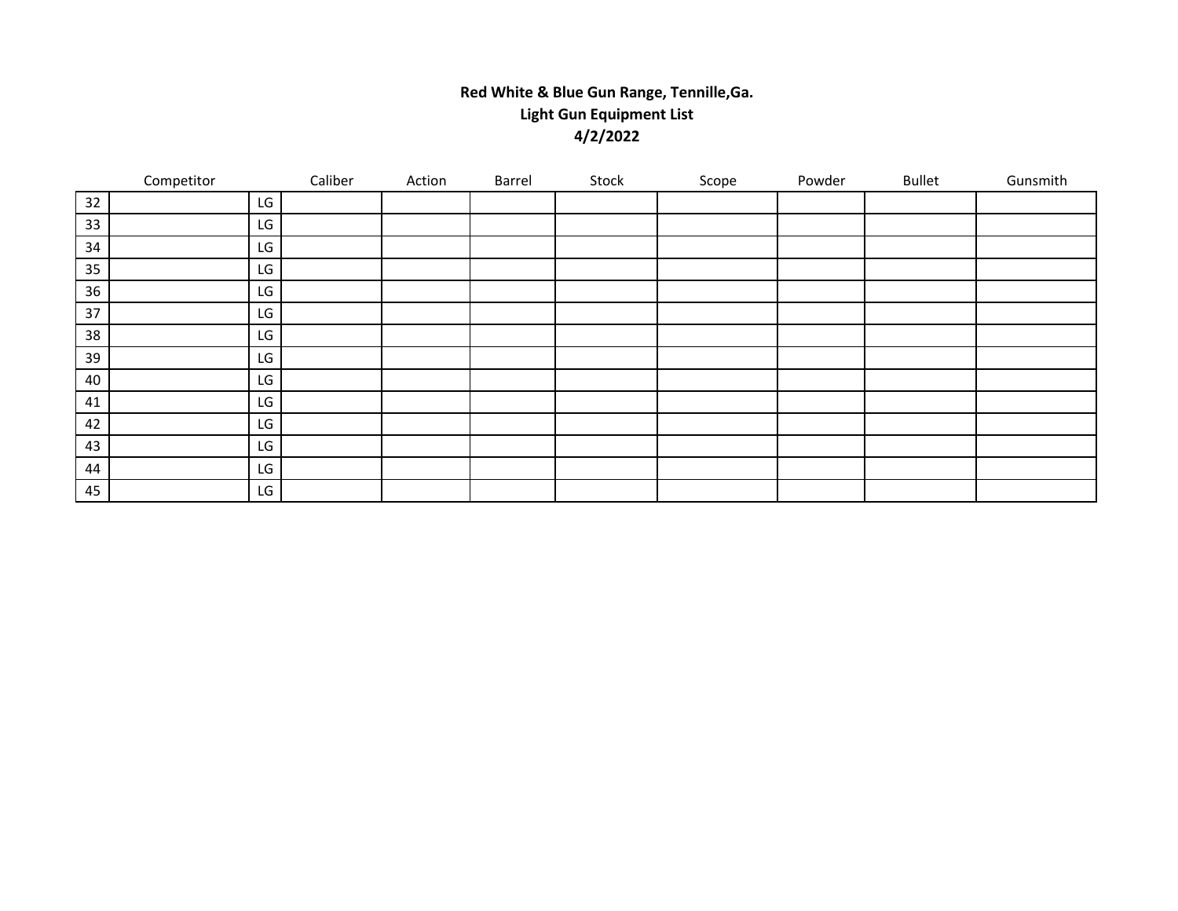**Red White & Blue Gun Range, Tennille,Ga.**
**Light Gun Equipment List**
**4/2/2022**

| | Competitor | | Caliber | Action | Barrel | Stock | Scope | Powder | Bullet | Gunsmith |
|---|---|---|---|---|---|---|---|---|---|---|
| 32 | | LG | | | | | | | | |
| 33 | | LG | | | | | | | | |
| 34 | | LG | | | | | | | | |
| 35 | | LG | | | | | | | | |
| 36 | | LG | | | | | | | | |
| 37 | | LG | | | | | | | | |
| 38 | | LG | | | | | | | | |
| 39 | | LG | | | | | | | | |
| 40 | | LG | | | | | | | | |
| 41 | | LG | | | | | | | | |
| 42 | | LG | | | | | | | | |
| 43 | | LG | | | | | | | | |
| 44 | | LG | | | | | | | | |
| 45 | | LG | | | | | | | | |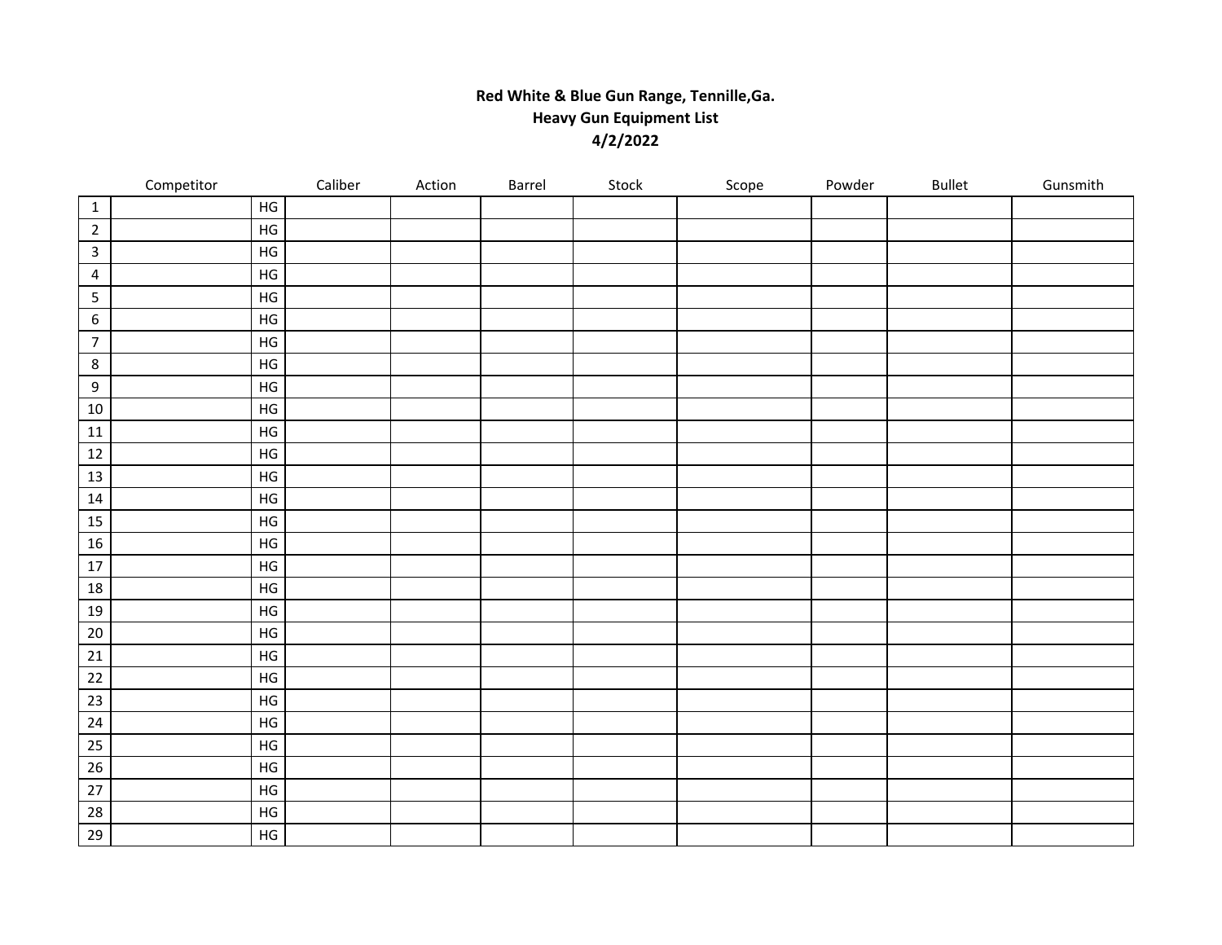**Red White & Blue Gun Range, Tennille,Ga.**
**Heavy Gun Equipment List**
**4/2/2022**

| | Competitor | | Caliber | Action | Barrel | Stock | Scope | Powder | Bullet | Gunsmith |
|---|---|---|---|---|---|---|---|---|---|---|
| 1 | | HG | | | | | | | | |
| 2 | | HG | | | | | | | | |
| 3 | | HG | | | | | | | | |
| 4 | | HG | | | | | | | | |
| 5 | | HG | | | | | | | | |
| 6 | | HG | | | | | | | | |
| 7 | | HG | | | | | | | | |
| 8 | | HG | | | | | | | | |
| 9 | | HG | | | | | | | | |
| 10 | | HG | | | | | | | | |
| 11 | | HG | | | | | | | | |
| 12 | | HG | | | | | | | | |
| 13 | | HG | | | | | | | | |
| 14 | | HG | | | | | | | | |
| 15 | | HG | | | | | | | | |
| 16 | | HG | | | | | | | | |
| 17 | | HG | | | | | | | | |
| 18 | | HG | | | | | | | | |
| 19 | | HG | | | | | | | | |
| 20 | | HG | | | | | | | | |
| 21 | | HG | | | | | | | | |
| 22 | | HG | | | | | | | | |
| 23 | | HG | | | | | | | | |
| 24 | | HG | | | | | | | | |
| 25 | | HG | | | | | | | | |
| 26 | | HG | | | | | | | | |
| 27 | | HG | | | | | | | | |
| 28 | | HG | | | | | | | | |
| 29 | | HG | | | | | | | | |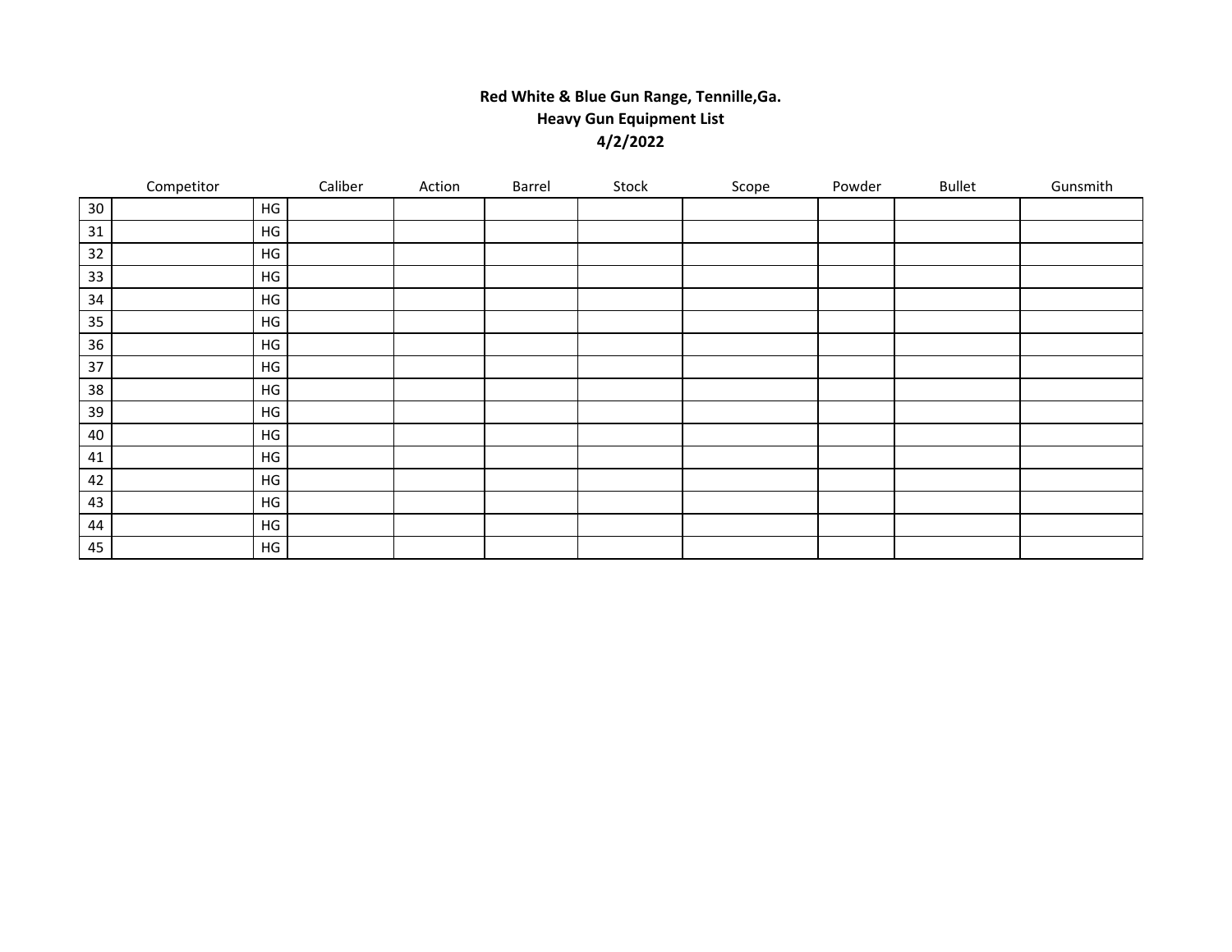**Red White & Blue Gun Range, Tennille,Ga.**
**Heavy Gun Equipment List**
**4/2/2022**

| | Competitor | | Caliber | Action | Barrel | Stock | Scope | Powder | Bullet | Gunsmith |
|---|---|---|---|---|---|---|---|---|---|---|
| 30 | | HG | | | | | | | | |
| 31 | | HG | | | | | | | | |
| 32 | | HG | | | | | | | | |
| 33 | | HG | | | | | | | | |
| 34 | | HG | | | | | | | | |
| 35 | | HG | | | | | | | | |
| 36 | | HG | | | | | | | | |
| 37 | | HG | | | | | | | | |
| 38 | | HG | | | | | | | | |
| 39 | | HG | | | | | | | | |
| 40 | | HG | | | | | | | | |
| 41 | | HG | | | | | | | | |
| 42 | | HG | | | | | | | | |
| 43 | | HG | | | | | | | | |
| 44 | | HG | | | | | | | | |
| 45 | | HG | | | | | | | | |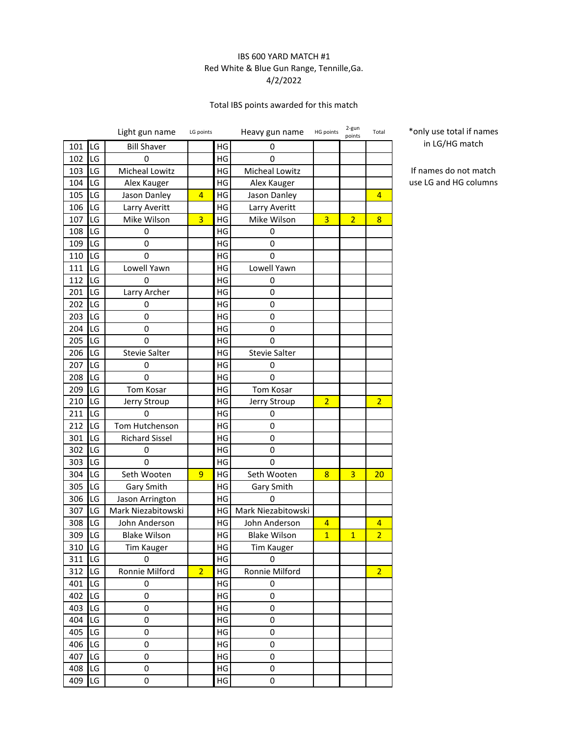IBS 600 YARD MATCH #1
Red White & Blue Gun Range, Tennille,Ga.
4/2/2022

Total IBS points awarded for this match

| | | Light gun name | LG points | | Heavy gun name | HG points | 2-gun points | Total |
|---|---|---|---|---|---|---|---|---|
| 101 | LG | Bill Shaver | | HG | 0 | | | |
| 102 | LG | 0 | | HG | 0 | | | |
| 103 | LG | Micheal Lowitz | | HG | Micheal Lowitz | | | |
| 104 | LG | Alex Kauger | | HG | Alex Kauger | | | |
| 105 | LG | Jason Danley | 4 | HG | Jason Danley | | | 4 |
| 106 | LG | Larry Averitt | | HG | Larry Averitt | | | |
| 107 | LG | Mike Wilson | 3 | HG | Mike Wilson | 3 | 2 | 8 |
| 108 | LG | 0 | | HG | 0 | | | |
| 109 | LG | 0 | | HG | 0 | | | |
| 110 | LG | 0 | | HG | 0 | | | |
| 111 | LG | Lowell Yawn | | HG | Lowell Yawn | | | |
| 112 | LG | 0 | | HG | 0 | | | |
| 201 | LG | Larry Archer | | HG | 0 | | | |
| 202 | LG | 0 | | HG | 0 | | | |
| 203 | LG | 0 | | HG | 0 | | | |
| 204 | LG | 0 | | HG | 0 | | | |
| 205 | LG | 0 | | HG | 0 | | | |
| 206 | LG | Stevie Salter | | HG | Stevie Salter | | | |
| 207 | LG | 0 | | HG | 0 | | | |
| 208 | LG | 0 | | HG | 0 | | | |
| 209 | LG | Tom Kosar | | HG | Tom Kosar | | | |
| 210 | LG | Jerry Stroup | | HG | Jerry Stroup | 2 | | 2 |
| 211 | LG | 0 | | HG | 0 | | | |
| 212 | LG | Tom Hutchenson | | HG | 0 | | | |
| 301 | LG | Richard Sissel | | HG | 0 | | | |
| 302 | LG | 0 | | HG | 0 | | | |
| 303 | LG | 0 | | HG | 0 | | | |
| 304 | LG | Seth Wooten | 9 | HG | Seth Wooten | 8 | 3 | 20 |
| 305 | LG | Gary Smith | | HG | Gary Smith | | | |
| 306 | LG | Jason Arrington | | HG | 0 | | | |
| 307 | LG | Mark Niezabitowski | | HG | Mark Niezabitowski | | | |
| 308 | LG | John Anderson | | HG | John Anderson | 4 | | 4 |
| 309 | LG | Blake Wilson | | HG | Blake Wilson | 1 | 1 | 2 |
| 310 | LG | Tim Kauger | | HG | Tim Kauger | | | |
| 311 | LG | 0 | | HG | 0 | | | |
| 312 | LG | Ronnie Milford | 2 | HG | Ronnie Milford | | | 2 |
| 401 | LG | 0 | | HG | 0 | | | |
| 402 | LG | 0 | | HG | 0 | | | |
| 403 | LG | 0 | | HG | 0 | | | |
| 404 | LG | 0 | | HG | 0 | | | |
| 405 | LG | 0 | | HG | 0 | | | |
| 406 | LG | 0 | | HG | 0 | | | |
| 407 | LG | 0 | | HG | 0 | | | |
| 408 | LG | 0 | | HG | 0 | | | |
| 409 | LG | 0 | | HG | 0 | | | |

*only use total if names in LG/HG match

If names do not match use LG and HG columns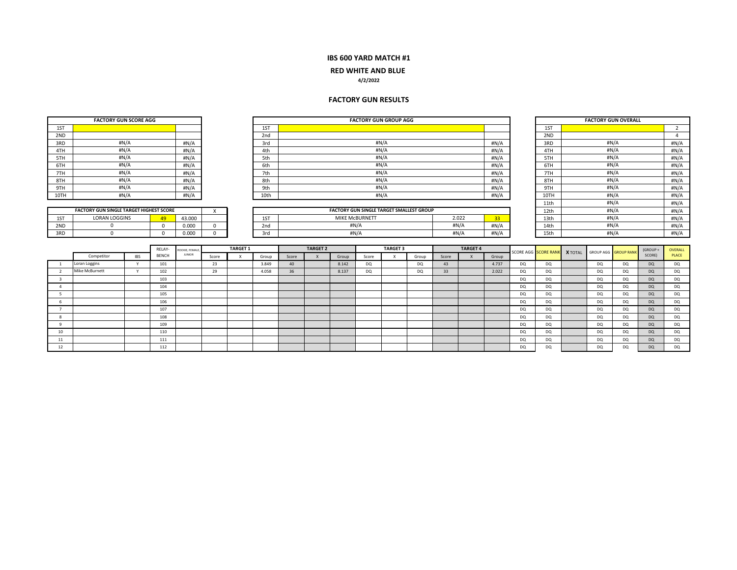# IBS 600 YARD MATCH #1

## RED WHITE AND BLUE

**4/2/2022**

## FACTORY GUN RESULTS

| FACTORY GUN SCORE AGG | | |
|---|---|---|
| 1ST | | |
| 2ND | | |
| 3RD | #N/A | #N/A |
| 4TH | #N/A | #N/A |
| 5TH | #N/A | #N/A |
| 6TH | #N/A | #N/A |
| 7TH | #N/A | #N/A |
| 8TH | #N/A | #N/A |
| 9TH | #N/A | #N/A |
| 10TH | #N/A | #N/A |

| FACTORY GUN GROUP AGG | | |
|---|---|---|
| 1ST | | |
| 2nd | | |
| 3rd | #N/A | #N/A |
| 4th | #N/A | #N/A |
| 5th | #N/A | #N/A |
| 6th | #N/A | #N/A |
| 7th | #N/A | #N/A |
| 8th | #N/A | #N/A |
| 9th | #N/A | #N/A |
| 10th | #N/A | #N/A |

| FACTORY GUN OVERALL | | |
|---|---|---|
| 1ST | | 2 |
| 2ND | | 4 |
| 3RD | #N/A | #N/A |
| 4TH | #N/A | #N/A |
| 5TH | #N/A | #N/A |
| 6TH | #N/A | #N/A |
| 7TH | #N/A | #N/A |
| 8TH | #N/A | #N/A |
| 9TH | #N/A | #N/A |
| 10TH | #N/A | #N/A |
| 11th | #N/A | #N/A |
| 12th | #N/A | #N/A |
| 13th | #N/A | #N/A |
| 14th | #N/A | #N/A |
| 15th | #N/A | #N/A |

| FACTORY GUN SINGLE TARGET HIGHEST SCORE | | | | X |
|---|---|---|---|---|
| 1ST | LORAN LOGGINS | 49 | 43.000 | |
| 2ND | 0 | 0 | 0.000 | 0 |
| 3RD | 0 | 0 | 0.000 | 0 |

| FACTORY GUN SINGLE TARGET SMALLEST GROUP | | | |
|---|---|---|---|
| 1ST | MIKE McBURNETT | 2.022 | 33 |
| 2nd | #N/A | #N/A | #N/A |
| 3rd | #N/A | #N/A | #N/A |

| | Competitor | IBS | RELAY-BENCH | ROOKIE, FEMALE, JUNIOR | TARGET 1 Score | X | Group | TARGET 2 Score | X | Group | TARGET 3 Score | X | Group | TARGET 4 Score | X | Group | SCORE AGG | SCORE RANK | X TOTAL | GROUP AGG | GROUP RANK | (GROUP + SCORE) | OVERALL PLACE |
|---|---|---|---|---|---|---|---|---|---|---|---|---|---|---|---|---|---|---|---|---|---|---|---|
| 1 | Loran Loggins | Y | 101 | | 23 | | 3.849 | 40 | | 8.142 | DQ | | DQ | 43 | | 4.737 | DQ | DQ | | DQ | DQ | DQ | DQ |
| 2 | Mike McBurnett | Y | 102 | | 29 | | 4.058 | 36 | | 8.137 | DQ | | DQ | 33 | | 2.022 | DQ | DQ | | DQ | DQ | DQ | DQ |
| 3 | | | 103 | | | | | | | | | | | | | | DQ | DQ | | DQ | DQ | DQ | DQ |
| 4 | | | 104 | | | | | | | | | | | | | | DQ | DQ | | DQ | DQ | DQ | DQ |
| 5 | | | 105 | | | | | | | | | | | | | | DQ | DQ | | DQ | DQ | DQ | DQ |
| 6 | | | 106 | | | | | | | | | | | | | | DQ | DQ | | DQ | DQ | DQ | DQ |
| 7 | | | 107 | | | | | | | | | | | | | | DQ | DQ | | DQ | DQ | DQ | DQ |
| 8 | | | 108 | | | | | | | | | | | | | | DQ | DQ | | DQ | DQ | DQ | DQ |
| 9 | | | 109 | | | | | | | | | | | | | | DQ | DQ | | DQ | DQ | DQ | DQ |
| 10 | | | 110 | | | | | | | | | | | | | | DQ | DQ | | DQ | DQ | DQ | DQ |
| 11 | | | 111 | | | | | | | | | | | | | | DQ | DQ | | DQ | DQ | DQ | DQ |
| 12 | | | 112 | | | | | | | | | | | | | | DQ | DQ | | DQ | DQ | DQ | DQ |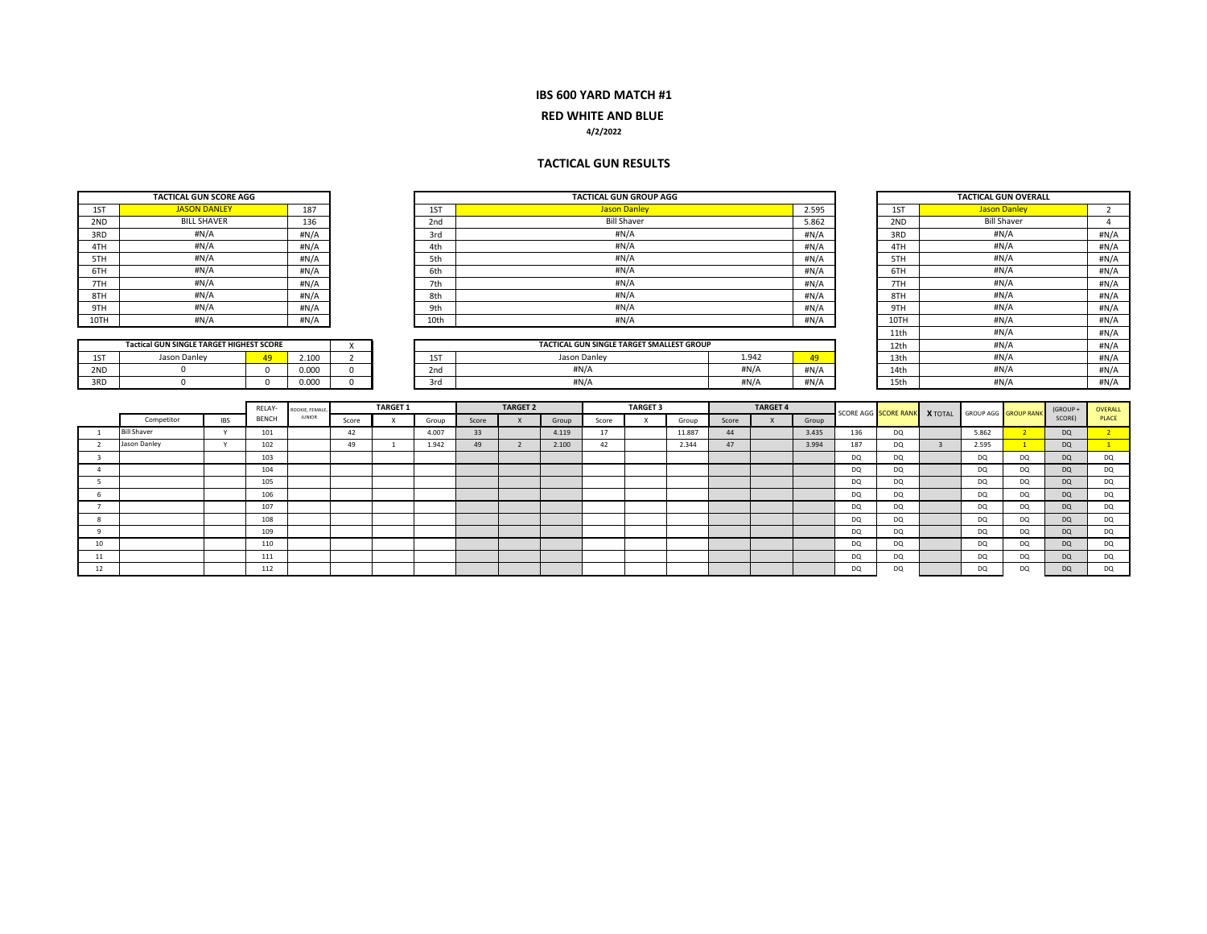**IBS 600 YARD MATCH #1**

**RED WHITE AND BLUE**

**4/2/2022**

## TACTICAL GUN RESULTS

| TACTICAL GUN SCORE AGG | | |
|---|---|---|
| 1ST | JASON DANLEY | 187 |
| 2ND | BILL SHAVER | 136 |
| 3RD | #N/A | #N/A |
| 4TH | #N/A | #N/A |
| 5TH | #N/A | #N/A |
| 6TH | #N/A | #N/A |
| 7TH | #N/A | #N/A |
| 8TH | #N/A | #N/A |
| 9TH | #N/A | #N/A |
| 10TH | #N/A | #N/A |

| TACTICAL GUN GROUP AGG | | |
|---|---|---|
| 1ST | Jason Danley | 2.595 |
| 2nd | Bill Shaver | 5.862 |
| 3rd | #N/A | #N/A |
| 4th | #N/A | #N/A |
| 5th | #N/A | #N/A |
| 6th | #N/A | #N/A |
| 7th | #N/A | #N/A |
| 8th | #N/A | #N/A |
| 9th | #N/A | #N/A |
| 10th | #N/A | #N/A |

| TACTICAL GUN OVERALL | | |
|---|---|---|
| 1ST | Jason Danley | 2 |
| 2ND | Bill Shaver | 4 |
| 3RD | #N/A | #N/A |
| 4TH | #N/A | #N/A |
| 5TH | #N/A | #N/A |
| 6TH | #N/A | #N/A |
| 7TH | #N/A | #N/A |
| 8TH | #N/A | #N/A |
| 9TH | #N/A | #N/A |
| 10TH | #N/A | #N/A |
| 11th | #N/A | #N/A |
| 12th | #N/A | #N/A |
| 13th | #N/A | #N/A |
| 14th | #N/A | #N/A |
| 15th | #N/A | #N/A |

| Tactical GUN SINGLE TARGET HIGHEST SCORE | | | | X |
|---|---|---|---|---|
| 1ST | Jason Danley | 49 | 2.100 | 2 |
| 2ND | 0 | 0 | 0.000 | 0 |
| 3RD | 0 | 0 | 0.000 | 0 |

| TACTICAL GUN SINGLE TARGET SMALLEST GROUP | | | |
|---|---|---|---|
| 1ST | Jason Danley | 1.942 | 49 |
| 2nd | #N/A | #N/A | #N/A |
| 3rd | #N/A | #N/A | #N/A |

| | Competitor | IBS | RELAY-BENCH | ROOKIE, FEMALE, JUNIOR | TARGET 1 Score | TARGET 1 X | TARGET 1 Group | TARGET 2 Score | TARGET 2 X | TARGET 2 Group | TARGET 3 Score | TARGET 3 X | TARGET 3 Group | TARGET 4 Score | TARGET 4 X | TARGET 4 Group | SCORE AGG | SCORE RANK | X TOTAL | GROUP AGG | GROUP RANK | (GROUP + SCORE) | OVERALL PLACE |
|---|---|---|---|---|---|---|---|---|---|---|---|---|---|---|---|---|---|---|---|---|---|---|---|
| 1 | Bill Shaver | Y | 101 | | 42 | | 4.007 | 33 | | 4.119 | 17 | | 11.887 | 44 | | 3.435 | 136 | DQ | | 5.862 | 2 | DQ | 2 |
| 2 | Jason Danley | Y | 102 | | 49 | 1 | 1.942 | 49 | 2 | 2.100 | 42 | | 2.344 | 47 | | 3.994 | 187 | DQ | 3 | 2.595 | 1 | DQ | 1 |
| 3 | | | 103 | | | | | | | | | | | | | | DQ | DQ | | DQ | DQ | DQ | DQ |
| 4 | | | 104 | | | | | | | | | | | | | | DQ | DQ | | DQ | DQ | DQ | DQ |
| 5 | | | 105 | | | | | | | | | | | | | | DQ | DQ | | DQ | DQ | DQ | DQ |
| 6 | | | 106 | | | | | | | | | | | | | | DQ | DQ | | DQ | DQ | DQ | DQ |
| 7 | | | 107 | | | | | | | | | | | | | | DQ | DQ | | DQ | DQ | DQ | DQ |
| 8 | | | 108 | | | | | | | | | | | | | | DQ | DQ | | DQ | DQ | DQ | DQ |
| 9 | | | 109 | | | | | | | | | | | | | | DQ | DQ | | DQ | DQ | DQ | DQ |
| 10 | | | 110 | | | | | | | | | | | | | | DQ | DQ | | DQ | DQ | DQ | DQ |
| 11 | | | 111 | | | | | | | | | | | | | | DQ | DQ | | DQ | DQ | DQ | DQ |
| 12 | | | 112 | | | | | | | | | | | | | | DQ | DQ | | DQ | DQ | DQ | DQ |